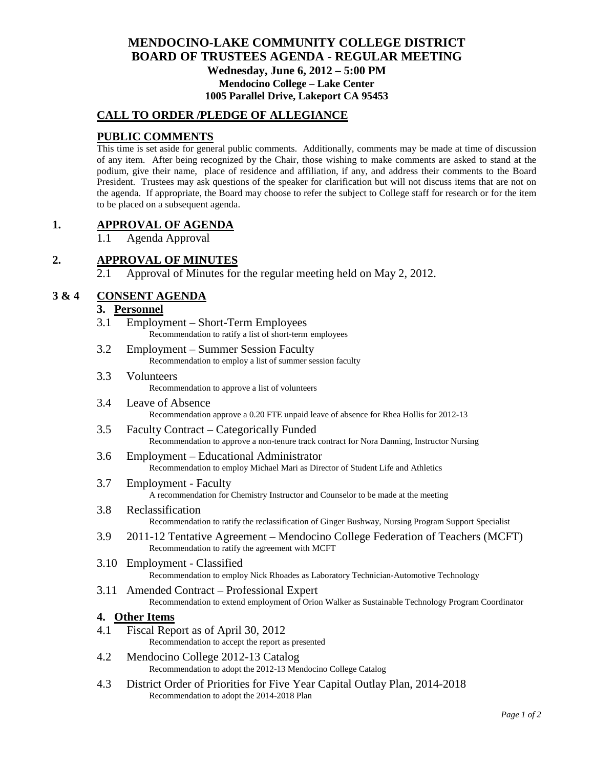# MENDOCINO-LAKE COMMUNITY COLLEGE DISTRICT
# BOARD OF TRUSTEES AGENDA - REGULAR MEETING

**Wednesday, June 6, 2012 – 5:00 PM**
**Mendocino College – Lake Center**
**1005 Parallel Drive, Lakeport CA 95453**

## CALL TO ORDER /PLEDGE OF ALLEGIANCE

## PUBLIC COMMENTS

This time is set aside for general public comments. Additionally, comments may be made at time of discussion of any item. After being recognized by the Chair, those wishing to make comments are asked to stand at the podium, give their name, place of residence and affiliation, if any, and address their comments to the Board President. Trustees may ask questions of the speaker for clarification but will not discuss items that are not on the agenda. If appropriate, the Board may choose to refer the subject to College staff for research or for the item to be placed on a subsequent agenda.

## 1. APPROVAL OF AGENDA

1.1 Agenda Approval

## 2. APPROVAL OF MINUTES

2.1 Approval of Minutes for the regular meeting held on May 2, 2012.

## 3 & 4 CONSENT AGENDA

### 3. Personnel

3.1 Employment – Short-Term Employees
Recommendation to ratify a list of short-term employees

3.2 Employment – Summer Session Faculty
Recommendation to employ a list of summer session faculty

3.3 Volunteers
Recommendation to approve a list of volunteers

3.4 Leave of Absence
Recommendation approve a 0.20 FTE unpaid leave of absence for Rhea Hollis for 2012-13

3.5 Faculty Contract – Categorically Funded
Recommendation to approve a non-tenure track contract for Nora Danning, Instructor Nursing

3.6 Employment – Educational Administrator
Recommendation to employ Michael Mari as Director of Student Life and Athletics

3.7 Employment - Faculty
A recommendation for Chemistry Instructor and Counselor to be made at the meeting

3.8 Reclassification
Recommendation to ratify the reclassification of Ginger Bushway, Nursing Program Support Specialist

3.9 2011-12 Tentative Agreement – Mendocino College Federation of Teachers (MCFT)
Recommendation to ratify the agreement with MCFT

3.10 Employment - Classified
Recommendation to employ Nick Rhoades as Laboratory Technician-Automotive Technology

3.11 Amended Contract – Professional Expert
Recommendation to extend employment of Orion Walker as Sustainable Technology Program Coordinator

### 4. Other Items

4.1 Fiscal Report as of April 30, 2012
Recommendation to accept the report as presented

4.2 Mendocino College 2012-13 Catalog
Recommendation to adopt the 2012-13 Mendocino College Catalog

4.3 District Order of Priorities for Five Year Capital Outlay Plan, 2014-2018
Recommendation to adopt the 2014-2018 Plan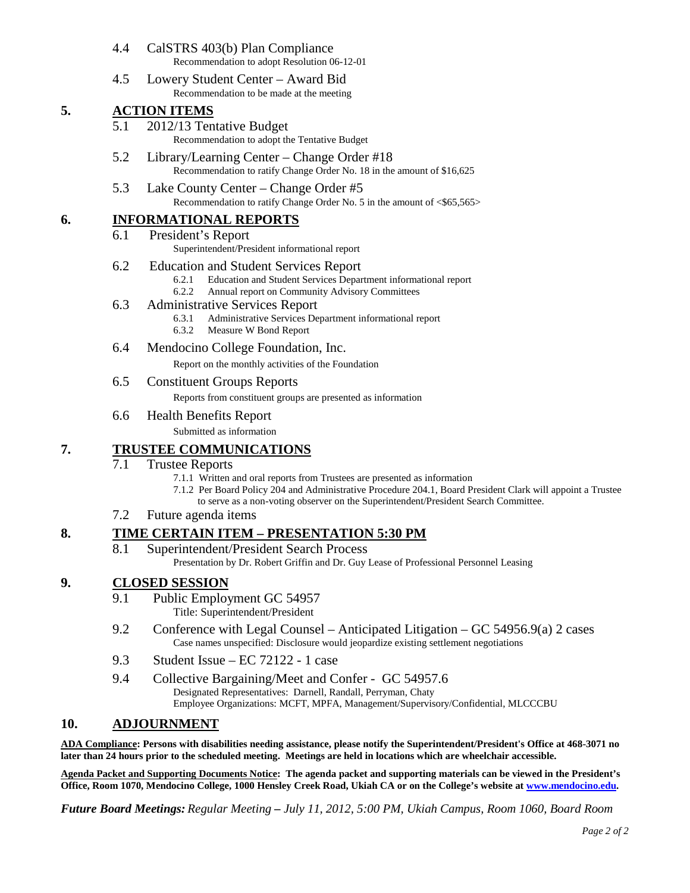- 4.4 CalSTRS 403(b) Plan Compliance
  - Recommendation to adopt Resolution 06-12-01
- 4.5 Lowery Student Center – Award Bid
  - Recommendation to be made at the meeting

## 5. ACTION ITEMS

- 5.1 2012/13 Tentative Budget
  - Recommendation to adopt the Tentative Budget
- 5.2 Library/Learning Center – Change Order #18
  - Recommendation to ratify Change Order No. 18 in the amount of $16,625
- 5.3 Lake County Center – Change Order #5
  - Recommendation to ratify Change Order No. 5 in the amount of <$65,565>

## 6. INFORMATIONAL REPORTS

- 6.1 President's Report
  - Superintendent/President informational report
- 6.2 Education and Student Services Report
  - 6.2.1 Education and Student Services Department informational report
  - 6.2.2 Annual report on Community Advisory Committees
- 6.3 Administrative Services Report
  - 6.3.1 Administrative Services Department informational report
  - 6.3.2 Measure W Bond Report
- 6.4 Mendocino College Foundation, Inc.
  - Report on the monthly activities of the Foundation
- 6.5 Constituent Groups Reports
  - Reports from constituent groups are presented as information
- 6.6 Health Benefits Report
  - Submitted as information

## 7. TRUSTEE COMMUNICATIONS

- 7.1 Trustee Reports
  - 7.1.1 Written and oral reports from Trustees are presented as information
  - 7.1.2 Per Board Policy 204 and Administrative Procedure 204.1, Board President Clark will appoint a Trustee to serve as a non-voting observer on the Superintendent/President Search Committee.
- 7.2 Future agenda items

## 8. TIME CERTAIN ITEM – PRESENTATION 5:30 PM

- 8.1 Superintendent/President Search Process
  - Presentation by Dr. Robert Griffin and Dr. Guy Lease of Professional Personnel Leasing

## 9. CLOSED SESSION

- 9.1 Public Employment GC 54957
  - Title: Superintendent/President
- 9.2 Conference with Legal Counsel – Anticipated Litigation – GC 54956.9(a) 2 cases
  - Case names unspecified: Disclosure would jeopardize existing settlement negotiations
- 9.3 Student Issue – EC 72122 - 1 case
- 9.4 Collective Bargaining/Meet and Confer - GC 54957.6
  - Designated Representatives: Darnell, Randall, Perryman, Chaty
  - Employee Organizations: MCFT, MPFA, Management/Supervisory/Confidential, MLCCCBU

## 10. ADJOURNMENT

**ADA Compliance: Persons with disabilities needing assistance, please notify the Superintendent/President's Office at 468-3071 no later than 24 hours prior to the scheduled meeting. Meetings are held in locations which are wheelchair accessible.**

**Agenda Packet and Supporting Documents Notice: The agenda packet and supporting materials can be viewed in the President's Office, Room 1070, Mendocino College, 1000 Hensley Creek Road, Ukiah CA or on the College's website at www.mendocino.edu.**

***Future Board Meetings:*** *Regular Meeting – July 11, 2012, 5:00 PM, Ukiah Campus, Room 1060, Board Room*